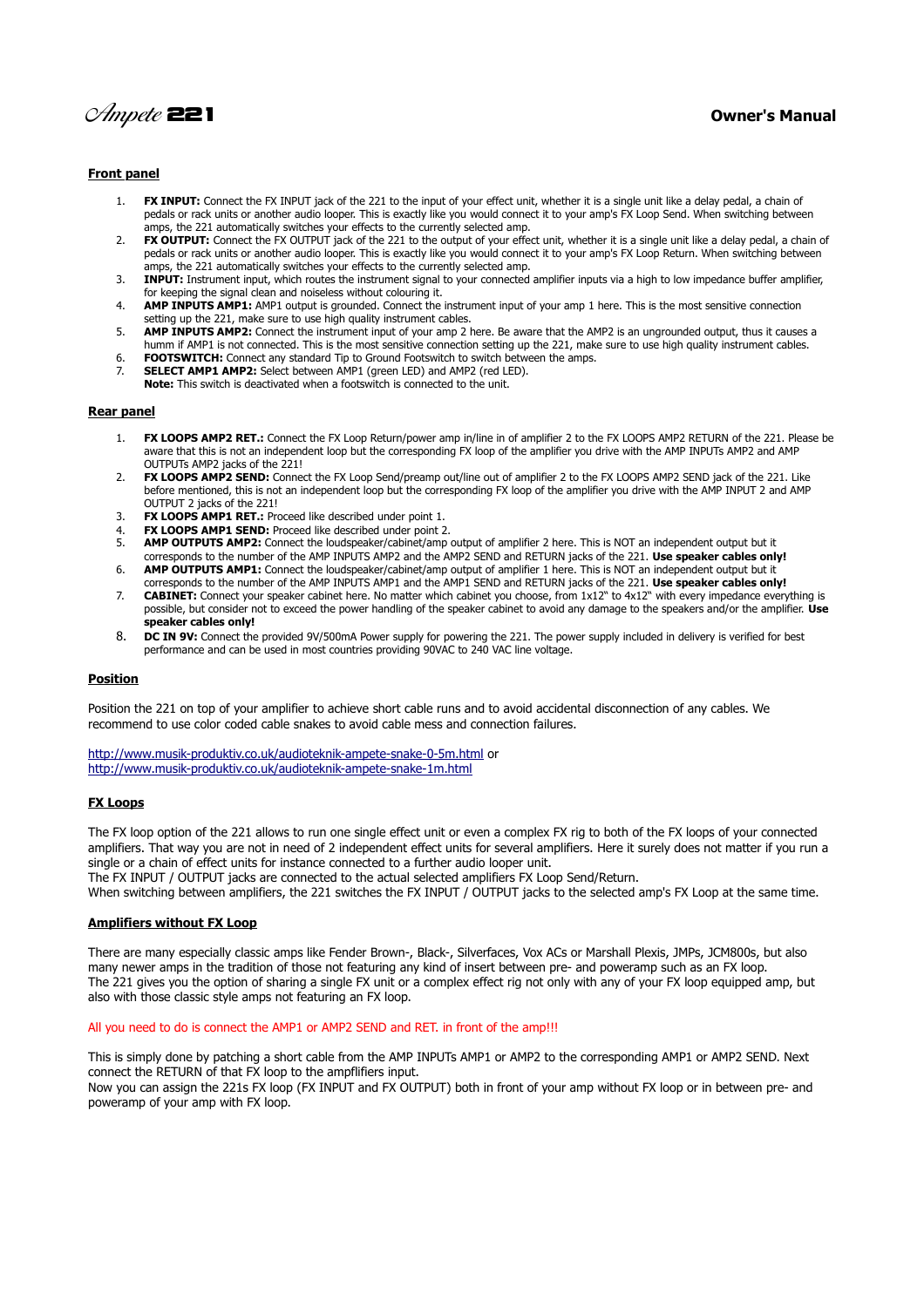# Ampete 221 — Owner's Manual

## Front panel

1. **FX INPUT:** Connect the FX INPUT jack of the 221 to the input of your effect unit, whether it is a single unit like a delay pedal, a chain of pedals or rack units or another audio looper. This is exactly like you would connect it to your amp's FX Loop Send. When switching between amps, the 221 automatically switches your effects to the currently selected amp.
2. **FX OUTPUT:** Connect the FX OUTPUT jack of the 221 to the output of your effect unit, whether it is a single unit like a delay pedal, a chain of pedals or rack units or another audio looper. This is exactly like you would connect it to your amp's FX Loop Return. When switching between amps, the 221 automatically switches your effects to the currently selected amp.
3. **INPUT:** Instrument input, which routes the instrument signal to your connected amplifier inputs via a high to low impedance buffer amplifier, for keeping the signal clean and noiseless without colouring it.
4. **AMP INPUTS AMP1:** AMP1 output is grounded. Connect the instrument input of your amp 1 here. This is the most sensitive connection setting up the 221, make sure to use high quality instrument cables.
5. **AMP INPUTS AMP2:** Connect the instrument input of your amp 2 here. Be aware that the AMP2 is an ungrounded output, thus it causes a humm if AMP1 is not connected. This is the most sensitive connection setting up the 221, make sure to use high quality instrument cables.
6. **FOOTSWITCH:** Connect any standard Tip to Ground Footswitch to switch between the amps.
7. **SELECT AMP1 AMP2:** Select between AMP1 (green LED) and AMP2 (red LED).
   **Note:** This switch is deactivated when a footswitch is connected to the unit.

## Rear panel

1. **FX LOOPS AMP2 RET.:** Connect the FX Loop Return/power amp in/line in of amplifier 2 to the FX LOOPS AMP2 RETURN of the 221. Please be aware that this is not an independent loop but the corresponding FX loop of the amplifier you drive with the AMP INPUTs AMP2 and AMP OUTPUTs AMP2 jacks of the 221!
2. **FX LOOPS AMP2 SEND:** Connect the FX Loop Send/preamp out/line out of amplifier 2 to the FX LOOPS AMP2 SEND jack of the 221. Like before mentioned, this is not an independent loop but the corresponding FX loop of the amplifier you drive with the AMP INPUT 2 and AMP OUTPUT 2 jacks of the 221!
3. **FX LOOPS AMP1 RET.:** Proceed like described under point 1.
4. **FX LOOPS AMP1 SEND:** Proceed like described under point 2.
5. **AMP OUTPUTS AMP2:** Connect the loudspeaker/cabinet/amp output of amplifier 2 here. This is NOT an independent output but it corresponds to the number of the AMP INPUTS AMP2 and the AMP2 SEND and RETURN jacks of the 221. **Use speaker cables only!**
6. **AMP OUTPUTS AMP1:** Connect the loudspeaker/cabinet/amp output of amplifier 1 here. This is NOT an independent output but it corresponds to the number of the AMP INPUTS AMP1 and the AMP1 SEND and RETURN jacks of the 221. **Use speaker cables only!**
7. **CABINET:** Connect your speaker cabinet here. No matter which cabinet you choose, from 1x12" to 4x12" with every impedance everything is possible, but consider not to exceed the power handling of the speaker cabinet to avoid any damage to the speakers and/or the amplifier. **Use speaker cables only!**
8. **DC IN 9V:** Connect the provided 9V/500mA Power supply for powering the 221. The power supply included in delivery is verified for best performance and can be used in most countries providing 90VAC to 240 VAC line voltage.

## Position

Position the 221 on top of your amplifier to achieve short cable runs and to avoid accidental disconnection of any cables. We recommend to use color coded cable snakes to avoid cable mess and connection failures.

http://www.musik-produktiv.co.uk/audioteknik-ampete-snake-0-5m.html or
http://www.musik-produktiv.co.uk/audioteknik-ampete-snake-1m.html

## FX Loops

The FX loop option of the 221 allows to run one single effect unit or even a complex FX rig to both of the FX loops of your connected amplifiers. That way you are not in need of 2 independent effect units for several amplifiers. Here it surely does not matter if you run a single or a chain of effect units for instance connected to a further audio looper unit.
The FX INPUT / OUTPUT jacks are connected to the actual selected amplifiers FX Loop Send/Return.
When switching between amplifiers, the 221 switches the FX INPUT / OUTPUT jacks to the selected amp's FX Loop at the same time.

## Amplifiers without FX Loop

There are many especially classic amps like Fender Brown-, Black-, Silverfaces, Vox ACs or Marshall Plexis, JMPs, JCM800s, but also many newer amps in the tradition of those not featuring any kind of insert between pre- and poweramp such as an FX loop.
The 221 gives you the option of sharing a single FX unit or a complex effect rig not only with any of your FX loop equipped amp, but also with those classic style amps not featuring an FX loop.

All you need to do is connect the AMP1 or AMP2 SEND and RET. in front of the amp!!!

This is simply done by patching a short cable from the AMP INPUTs AMP1 or AMP2 to the corresponding AMP1 or AMP2 SEND. Next connect the RETURN of that FX loop to the ampflifiers input.
Now you can assign the 221s FX loop (FX INPUT and FX OUTPUT) both in front of your amp without FX loop or in between pre- and poweramp of your amp with FX loop.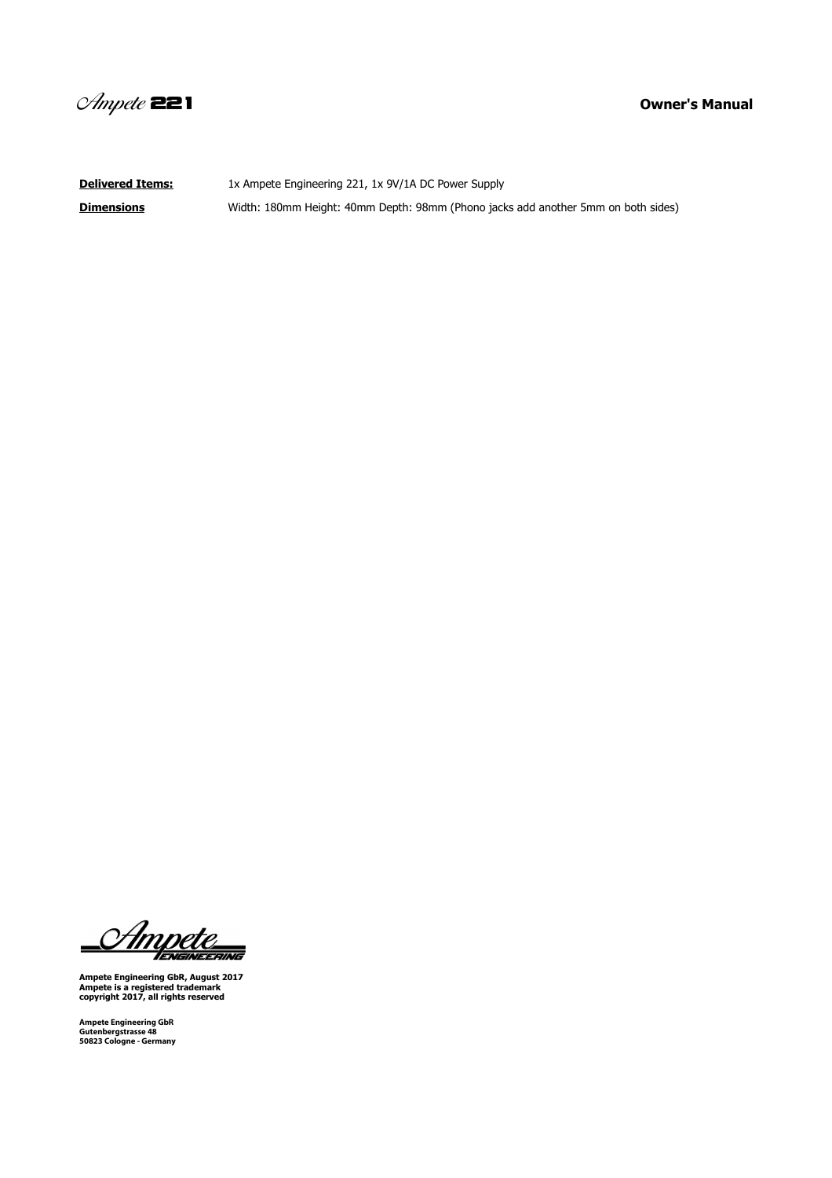**Delivered Items:** 1x Ampete Engineering 221, 1x 9V/1A DC Power Supply

**Dimensions** Width: 180mm Height: 40mm Depth: 98mm (Phono jacks add another 5mm on both sides)

**Ampete Engineering GbR, August 2017**
**Ampete is a registered trademark**
**copyright 2017, all rights reserved**

**Ampete Engineering GbR**
**Gutenbergstrasse 48**
**50823 Cologne - Germany**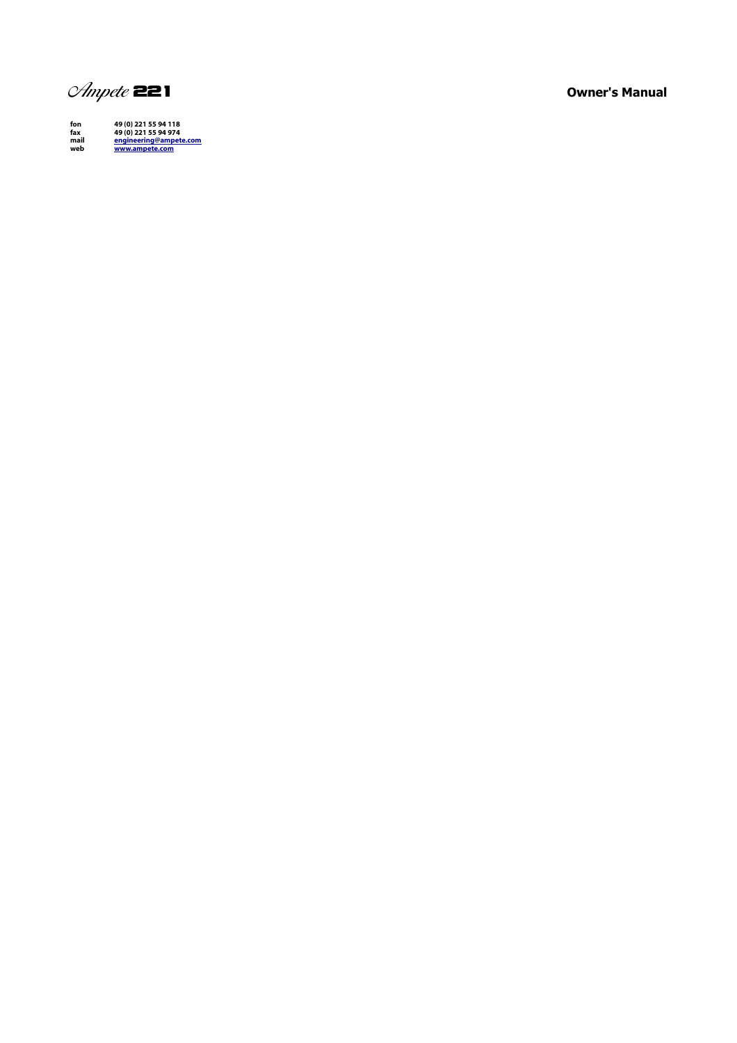*Ampete* **221**

**Owner's Manual**

| | |
|---|---|
| **fon** | **49 (0) 221 55 94 118** |
| **fax** | **49 (0) 221 55 94 974** |
| **mail** | **engineering@ampete.com** |
| **web** | **www.ampete.com** |